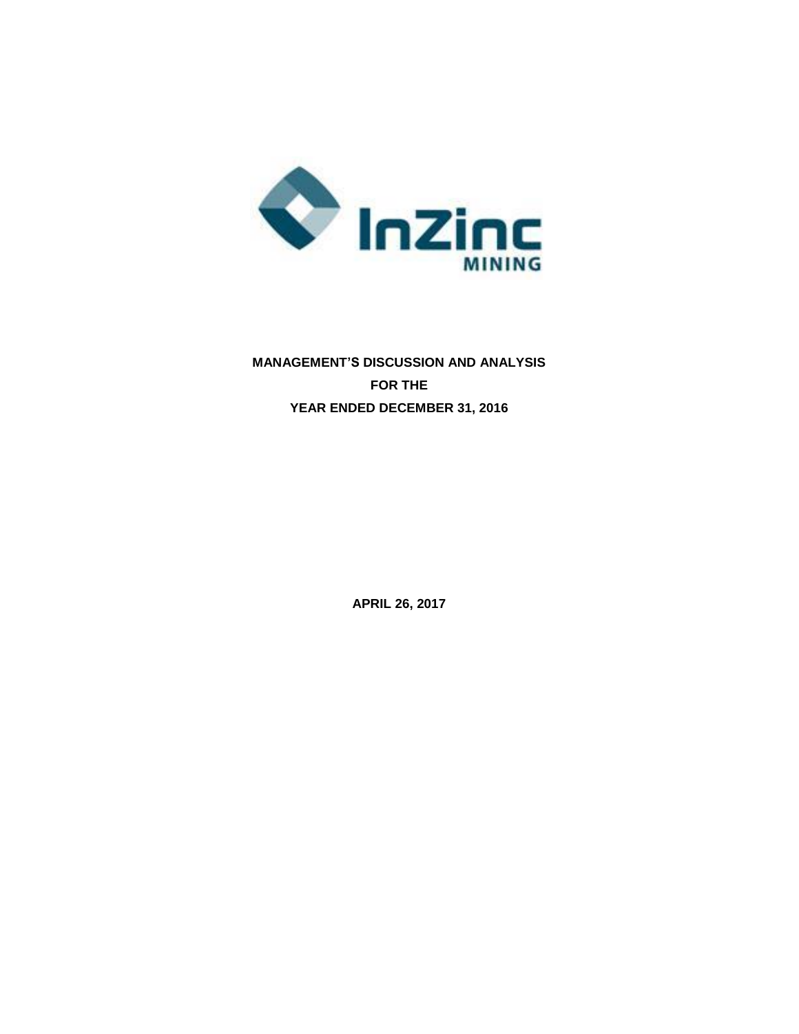**MANAGEMENT'S DISCUSSION AND ANALYSIS**

**FOR THE**

**YEAR ENDED DECEMBER 31, 2016**

**APRIL 26, 2017**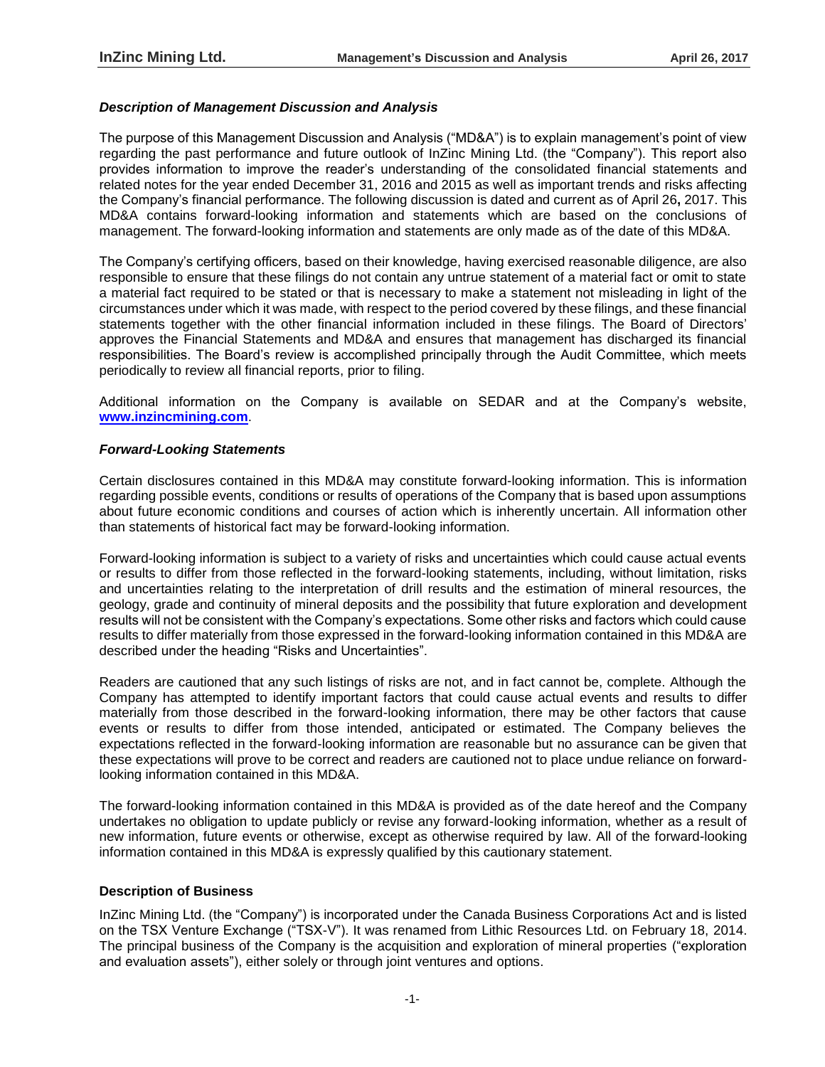### *Description of Management Discussion and Analysis*

The purpose of this Management Discussion and Analysis ("MD&A") is to explain management's point of view regarding the past performance and future outlook of InZinc Mining Ltd. (the "Company"). This report also provides information to improve the reader's understanding of the consolidated financial statements and related notes for the year ended December 31, 2016 and 2015 as well as important trends and risks affecting the Company's financial performance. The following discussion is dated and current as of April 26**,** 2017. This MD&A contains forward-looking information and statements which are based on the conclusions of management. The forward-looking information and statements are only made as of the date of this MD&A.

The Company's certifying officers, based on their knowledge, having exercised reasonable diligence, are also responsible to ensure that these filings do not contain any untrue statement of a material fact or omit to state a material fact required to be stated or that is necessary to make a statement not misleading in light of the circumstances under which it was made, with respect to the period covered by these filings, and these financial statements together with the other financial information included in these filings. The Board of Directors' approves the Financial Statements and MD&A and ensures that management has discharged its financial responsibilities. The Board's review is accomplished principally through the Audit Committee, which meets periodically to review all financial reports, prior to filing.

Additional information on the Company is available on SEDAR and at the Company's website, **www.inzincmining.com**.

### *Forward-Looking Statements*

Certain disclosures contained in this MD&A may constitute forward-looking information. This is information regarding possible events, conditions or results of operations of the Company that is based upon assumptions about future economic conditions and courses of action which is inherently uncertain. All information other than statements of historical fact may be forward-looking information.

Forward-looking information is subject to a variety of risks and uncertainties which could cause actual events or results to differ from those reflected in the forward-looking statements, including, without limitation, risks and uncertainties relating to the interpretation of drill results and the estimation of mineral resources, the geology, grade and continuity of mineral deposits and the possibility that future exploration and development results will not be consistent with the Company's expectations. Some other risks and factors which could cause results to differ materially from those expressed in the forward-looking information contained in this MD&A are described under the heading "Risks and Uncertainties".

Readers are cautioned that any such listings of risks are not, and in fact cannot be, complete. Although the Company has attempted to identify important factors that could cause actual events and results to differ materially from those described in the forward-looking information, there may be other factors that cause events or results to differ from those intended, anticipated or estimated. The Company believes the expectations reflected in the forward-looking information are reasonable but no assurance can be given that these expectations will prove to be correct and readers are cautioned not to place undue reliance on forward-looking information contained in this MD&A.

The forward-looking information contained in this MD&A is provided as of the date hereof and the Company undertakes no obligation to update publicly or revise any forward-looking information, whether as a result of new information, future events or otherwise, except as otherwise required by law. All of the forward-looking information contained in this MD&A is expressly qualified by this cautionary statement.

### Description of Business

InZinc Mining Ltd. (the "Company") is incorporated under the Canada Business Corporations Act and is listed on the TSX Venture Exchange ("TSX-V"). It was renamed from Lithic Resources Ltd. on February 18, 2014. The principal business of the Company is the acquisition and exploration of mineral properties ("exploration and evaluation assets"), either solely or through joint ventures and options.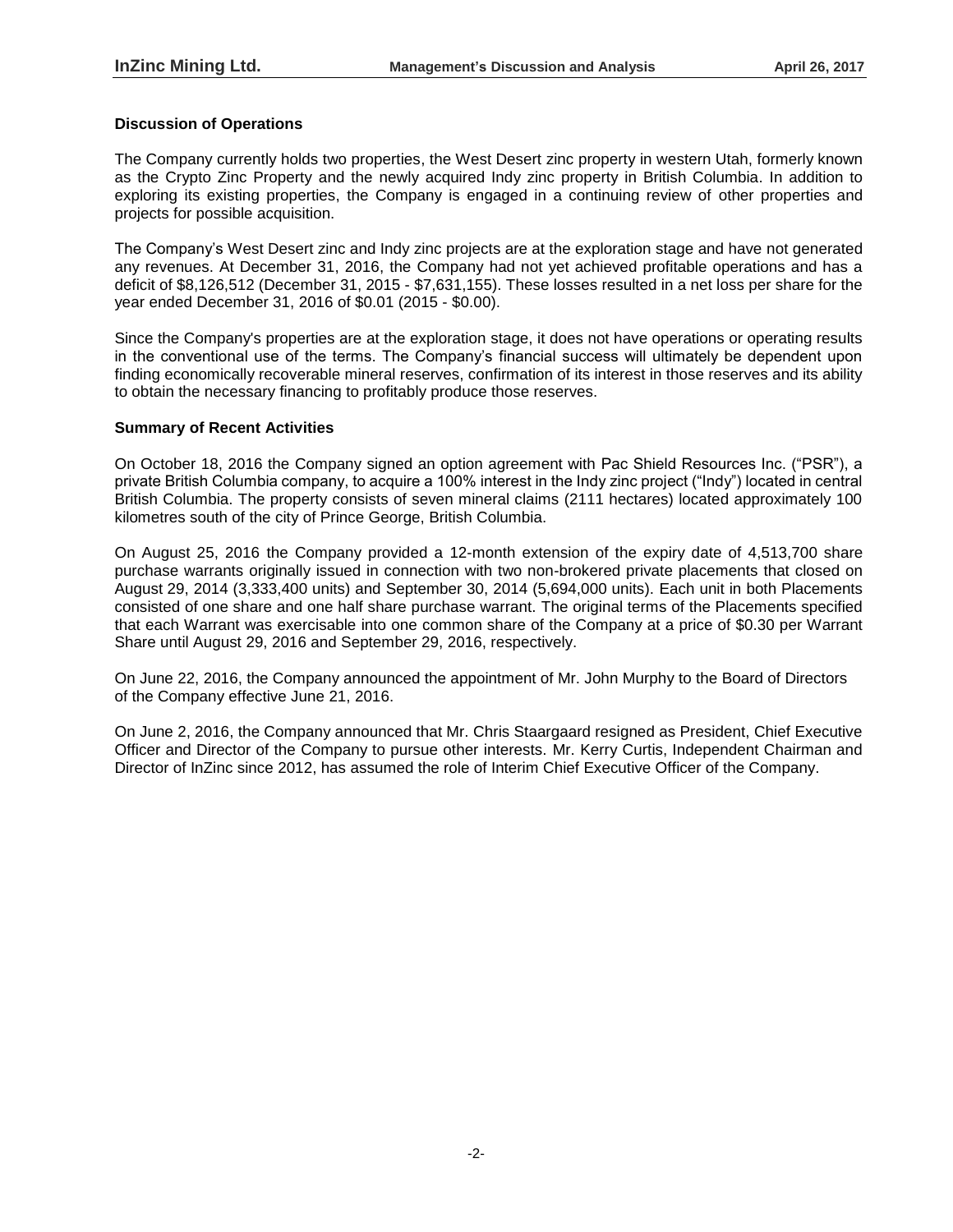### Discussion of Operations

The Company currently holds two properties, the West Desert zinc property in western Utah, formerly known as the Crypto Zinc Property and the newly acquired Indy zinc property in British Columbia. In addition to exploring its existing properties, the Company is engaged in a continuing review of other properties and projects for possible acquisition.

The Company's West Desert zinc and Indy zinc projects are at the exploration stage and have not generated any revenues. At December 31, 2016, the Company had not yet achieved profitable operations and has a deficit of $8,126,512 (December 31, 2015 - $7,631,155). These losses resulted in a net loss per share for the year ended December 31, 2016 of $0.01 (2015 - $0.00).

Since the Company's properties are at the exploration stage, it does not have operations or operating results in the conventional use of the terms. The Company's financial success will ultimately be dependent upon finding economically recoverable mineral reserves, confirmation of its interest in those reserves and its ability to obtain the necessary financing to profitably produce those reserves.

### Summary of Recent Activities

On October 18, 2016 the Company signed an option agreement with Pac Shield Resources Inc. ("PSR"), a private British Columbia company, to acquire a 100% interest in the Indy zinc project ("Indy") located in central British Columbia. The property consists of seven mineral claims (2111 hectares) located approximately 100 kilometres south of the city of Prince George, British Columbia.

On August 25, 2016 the Company provided a 12-month extension of the expiry date of 4,513,700 share purchase warrants originally issued in connection with two non-brokered private placements that closed on August 29, 2014 (3,333,400 units) and September 30, 2014 (5,694,000 units). Each unit in both Placements consisted of one share and one half share purchase warrant. The original terms of the Placements specified that each Warrant was exercisable into one common share of the Company at a price of $0.30 per Warrant Share until August 29, 2016 and September 29, 2016, respectively.

On June 22, 2016, the Company announced the appointment of Mr. John Murphy to the Board of Directors of the Company effective June 21, 2016.

On June 2, 2016, the Company announced that Mr. Chris Staargaard resigned as President, Chief Executive Officer and Director of the Company to pursue other interests. Mr. Kerry Curtis, Independent Chairman and Director of InZinc since 2012, has assumed the role of Interim Chief Executive Officer of the Company.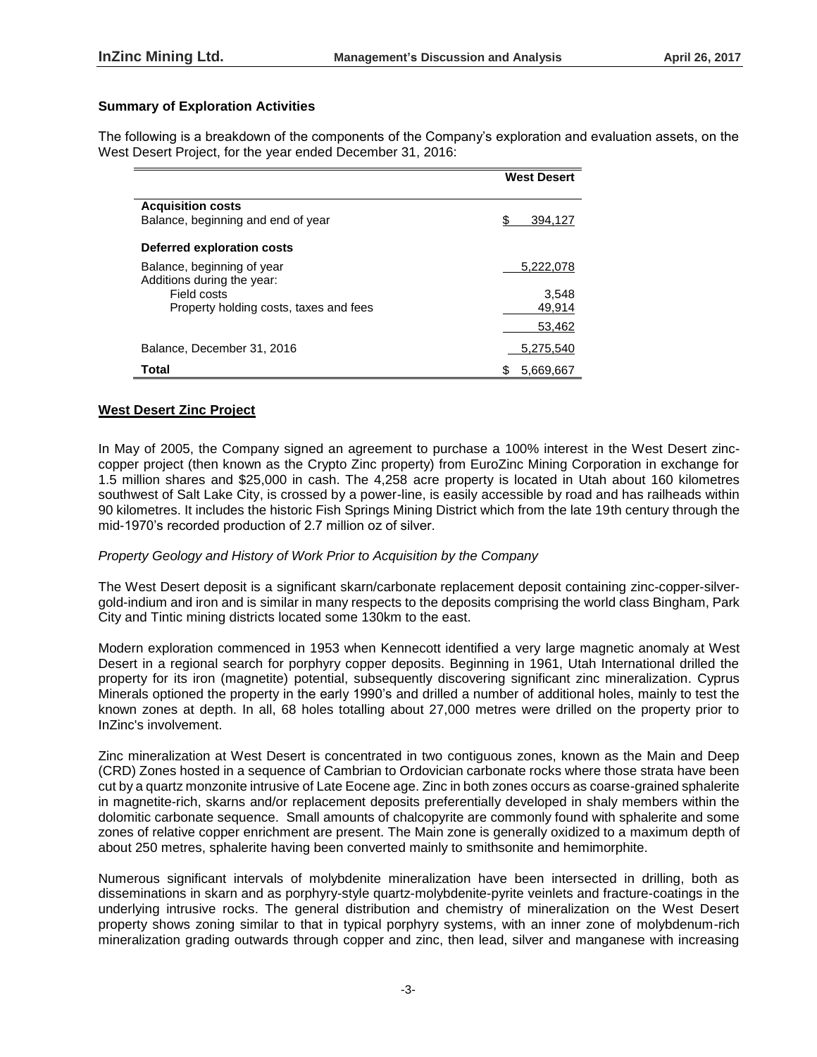### Summary of Exploration Activities

The following is a breakdown of the components of the Company's exploration and evaluation assets, on the West Desert Project, for the year ended December 31, 2016:

| | West Desert |
|---|---|
| **Acquisition costs** | |
| Balance, beginning and end of year | $ 394,127 |
| **Deferred exploration costs** | |
| Balance, beginning of year | 5,222,078 |
| Additions during the year: | |
| Field costs | 3,548 |
| Property holding costs, taxes and fees | 49,914 |
| | 53,462 |
| Balance, December 31, 2016 | 5,275,540 |
| **Total** | $ 5,669,667 |

## West Desert Zinc Project

In May of 2005, the Company signed an agreement to purchase a 100% interest in the West Desert zinc-copper project (then known as the Crypto Zinc property) from EuroZinc Mining Corporation in exchange for 1.5 million shares and $25,000 in cash. The 4,258 acre property is located in Utah about 160 kilometres southwest of Salt Lake City, is crossed by a power-line, is easily accessible by road and has railheads within 90 kilometres. It includes the historic Fish Springs Mining District which from the late 19th century through the mid-1970's recorded production of 2.7 million oz of silver.

*Property Geology and History of Work Prior to Acquisition by the Company*

The West Desert deposit is a significant skarn/carbonate replacement deposit containing zinc-copper-silver-gold-indium and iron and is similar in many respects to the deposits comprising the world class Bingham, Park City and Tintic mining districts located some 130km to the east.

Modern exploration commenced in 1953 when Kennecott identified a very large magnetic anomaly at West Desert in a regional search for porphyry copper deposits. Beginning in 1961, Utah International drilled the property for its iron (magnetite) potential, subsequently discovering significant zinc mineralization. Cyprus Minerals optioned the property in the early 1990's and drilled a number of additional holes, mainly to test the known zones at depth. In all, 68 holes totalling about 27,000 metres were drilled on the property prior to InZinc's involvement.

Zinc mineralization at West Desert is concentrated in two contiguous zones, known as the Main and Deep (CRD) Zones hosted in a sequence of Cambrian to Ordovician carbonate rocks where those strata have been cut by a quartz monzonite intrusive of Late Eocene age. Zinc in both zones occurs as coarse-grained sphalerite in magnetite-rich, skarns and/or replacement deposits preferentially developed in shaly members within the dolomitic carbonate sequence. Small amounts of chalcopyrite are commonly found with sphalerite and some zones of relative copper enrichment are present. The Main zone is generally oxidized to a maximum depth of about 250 metres, sphalerite having been converted mainly to smithsonite and hemimorphite.

Numerous significant intervals of molybdenite mineralization have been intersected in drilling, both as disseminations in skarn and as porphyry-style quartz-molybdenite-pyrite veinlets and fracture-coatings in the underlying intrusive rocks. The general distribution and chemistry of mineralization on the West Desert property shows zoning similar to that in typical porphyry systems, with an inner zone of molybdenum-rich mineralization grading outwards through copper and zinc, then lead, silver and manganese with increasing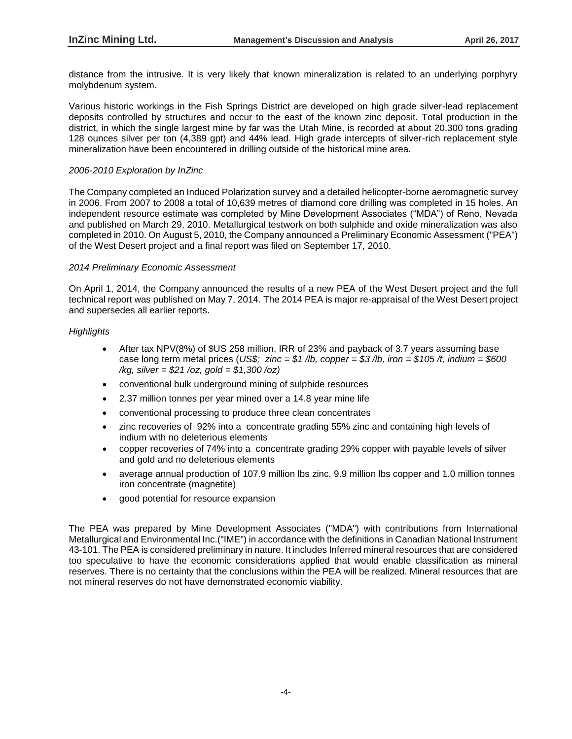distance from the intrusive. It is very likely that known mineralization is related to an underlying porphyry molybdenum system.

Various historic workings in the Fish Springs District are developed on high grade silver-lead replacement deposits controlled by structures and occur to the east of the known zinc deposit. Total production in the district, in which the single largest mine by far was the Utah Mine, is recorded at about 20,300 tons grading 128 ounces silver per ton (4,389 gpt) and 44% lead. High grade intercepts of silver-rich replacement style mineralization have been encountered in drilling outside of the historical mine area.

*2006-2010 Exploration by InZinc*

The Company completed an Induced Polarization survey and a detailed helicopter-borne aeromagnetic survey in 2006. From 2007 to 2008 a total of 10,639 metres of diamond core drilling was completed in 15 holes. An independent resource estimate was completed by Mine Development Associates ("MDA") of Reno, Nevada and published on March 29, 2010. Metallurgical testwork on both sulphide and oxide mineralization was also completed in 2010. On August 5, 2010, the Company announced a Preliminary Economic Assessment ("PEA") of the West Desert project and a final report was filed on September 17, 2010.

*2014 Preliminary Economic Assessment*

On April 1, 2014, the Company announced the results of a new PEA of the West Desert project and the full technical report was published on May 7, 2014. The 2014 PEA is major re-appraisal of the West Desert project and supersedes all earlier reports.

*Highlights*

- After tax NPV(8%) of $US 258 million, IRR of 23% and payback of 3.7 years assuming base case long term metal prices (*US$; zinc = $1 /lb, copper = $3 /lb, iron = $105 /t, indium = $600 /kg, silver = $21 /oz, gold = $1,300 /oz)*
- conventional bulk underground mining of sulphide resources
- 2.37 million tonnes per year mined over a 14.8 year mine life
- conventional processing to produce three clean concentrates
- zinc recoveries of 92% into a concentrate grading 55% zinc and containing high levels of indium with no deleterious elements
- copper recoveries of 74% into a concentrate grading 29% copper with payable levels of silver and gold and no deleterious elements
- average annual production of 107.9 million lbs zinc, 9.9 million lbs copper and 1.0 million tonnes iron concentrate (magnetite)
- good potential for resource expansion

The PEA was prepared by Mine Development Associates ("MDA") with contributions from International Metallurgical and Environmental Inc.("IME") in accordance with the definitions in Canadian National Instrument 43-101. The PEA is considered preliminary in nature. It includes Inferred mineral resources that are considered too speculative to have the economic considerations applied that would enable classification as mineral reserves. There is no certainty that the conclusions within the PEA will be realized. Mineral resources that are not mineral reserves do not have demonstrated economic viability.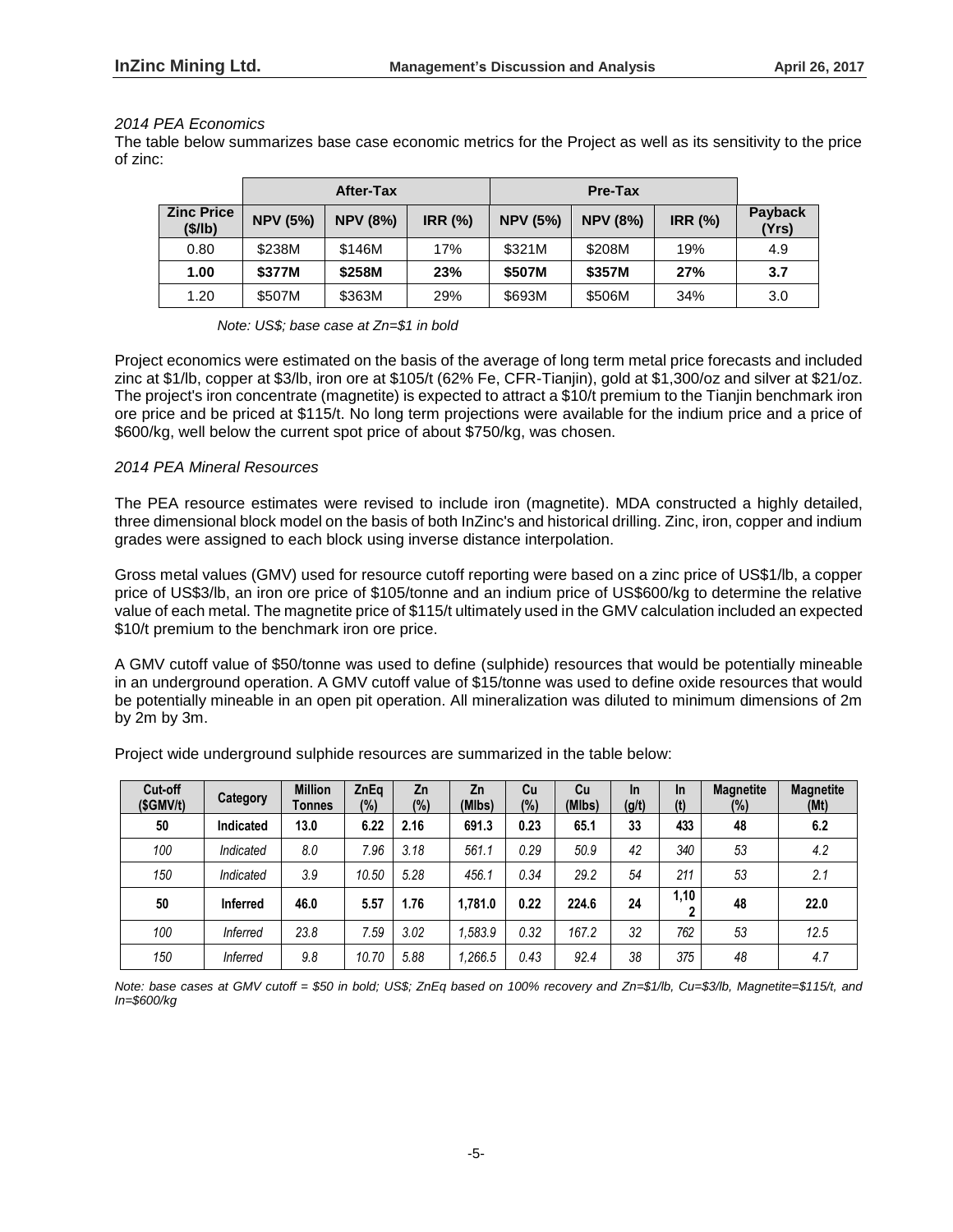*2014 PEA Economics*

The table below summarizes base case economic metrics for the Project as well as its sensitivity to the price of zinc:

| | After-Tax | | | Pre-Tax | | | |
|---|---|---|---|---|---|---|---|
| **Zinc Price ($/lb)** | **NPV (5%)** | **NPV (8%)** | **IRR (%)** | **NPV (5%)** | **NPV (8%)** | **IRR (%)** | **Payback (Yrs)** |
| 0.80 | $238M | $146M | 17% | $321M | $208M | 19% | 4.9 |
| **1.00** | **$377M** | **$258M** | **23%** | **$507M** | **$357M** | **27%** | **3.7** |
| 1.20 | $507M | $363M | 29% | $693M | $506M | 34% | 3.0 |

*Note: US$; base case at Zn=$1 in bold*

Project economics were estimated on the basis of the average of long term metal price forecasts and included zinc at $1/lb, copper at $3/lb, iron ore at $105/t (62% Fe, CFR-Tianjin), gold at $1,300/oz and silver at $21/oz. The project's iron concentrate (magnetite) is expected to attract a $10/t premium to the Tianjin benchmark iron ore price and be priced at $115/t. No long term projections were available for the indium price and a price of $600/kg, well below the current spot price of about $750/kg, was chosen.

*2014 PEA Mineral Resources*

The PEA resource estimates were revised to include iron (magnetite). MDA constructed a highly detailed, three dimensional block model on the basis of both InZinc's and historical drilling. Zinc, iron, copper and indium grades were assigned to each block using inverse distance interpolation.

Gross metal values (GMV) used for resource cutoff reporting were based on a zinc price of US$1/lb, a copper price of US$3/lb, an iron ore price of $105/tonne and an indium price of US$600/kg to determine the relative value of each metal. The magnetite price of $115/t ultimately used in the GMV calculation included an expected $10/t premium to the benchmark iron ore price.

A GMV cutoff value of $50/tonne was used to define (sulphide) resources that would be potentially mineable in an underground operation. A GMV cutoff value of $15/tonne was used to define oxide resources that would be potentially mineable in an open pit operation. All mineralization was diluted to minimum dimensions of 2m by 2m by 3m.

Project wide underground sulphide resources are summarized in the table below:

| Cut-off ($GMV/t) | Category | Million Tonnes | ZnEq (%) | Zn (%) | Zn (Mlbs) | Cu (%) | Cu (Mlbs) | In (g/t) | In (t) | Magnetite (%) | Magnetite (Mt) |
|---|---|---|---|---|---|---|---|---|---|---|---|
| **50** | **Indicated** | **13.0** | **6.22** | **2.16** | **691.3** | **0.23** | **65.1** | **33** | **433** | **48** | **6.2** |
| *100* | *Indicated* | *8.0* | *7.96* | *3.18* | *561.1* | *0.29* | *50.9* | *42* | *340* | *53* | *4.2* |
| *150* | *Indicated* | *3.9* | *10.50* | *5.28* | *456.1* | *0.34* | *29.2* | *54* | *211* | *53* | *2.1* |
| **50** | **Inferred** | **46.0** | **5.57** | **1.76** | **1,781.0** | **0.22** | **224.6** | **24** | **1,102** | **48** | **22.0** |
| *100* | *Inferred* | *23.8* | *7.59* | *3.02* | *1,583.9* | *0.32* | *167.2* | *32* | *762* | *53* | *12.5* |
| *150* | *Inferred* | *9.8* | *10.70* | *5.88* | *1,266.5* | *0.43* | *92.4* | *38* | *375* | *48* | *4.7* |

*Note: base cases at GMV cutoff = $50 in bold; US$; ZnEq based on 100% recovery and Zn=$1/lb, Cu=$3/lb, Magnetite=$115/t, and In=$600/kg*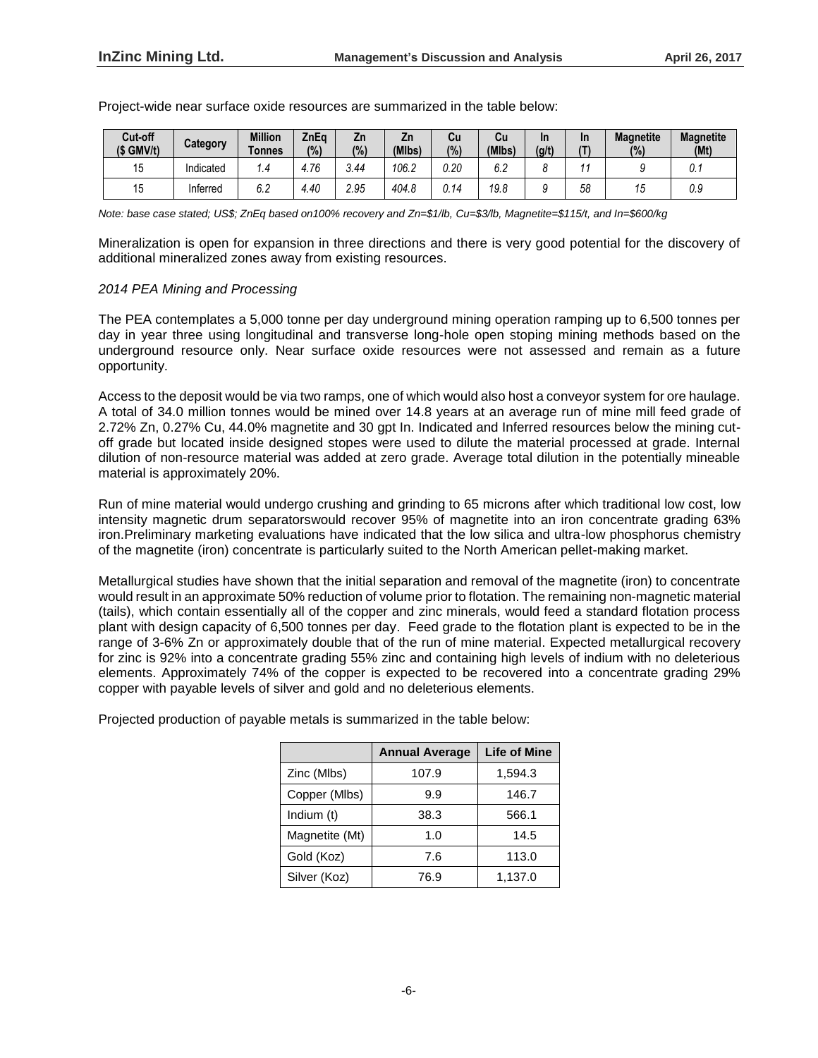Project-wide near surface oxide resources are summarized in the table below:

| Cut-off ($ GMV/t) | Category | Million Tonnes | ZnEq (%) | Zn (%) | Zn (Mlbs) | Cu (%) | Cu (Mlbs) | In (g/t) | In (T) | Magnetite (%) | Magnetite (Mt) |
|---|---|---|---|---|---|---|---|---|---|---|---|
| 15 | Indicated | *1.4* | *4.76* | *3.44* | *106.2* | *0.20* | *6.2* | *8* | *11* | *9* | *0.1* |
| 15 | Inferred | *6.2* | *4.40* | *2.95* | *404.8* | *0.14* | *19.8* | *9* | *58* | *15* | *0.9* |

*Note: base case stated; US$; ZnEq based on100% recovery and Zn=$1/lb, Cu=$3/lb, Magnetite=$115/t, and In=$600/kg*

Mineralization is open for expansion in three directions and there is very good potential for the discovery of additional mineralized zones away from existing resources.

*2014 PEA Mining and Processing*

The PEA contemplates a 5,000 tonne per day underground mining operation ramping up to 6,500 tonnes per day in year three using longitudinal and transverse long-hole open stoping mining methods based on the underground resource only. Near surface oxide resources were not assessed and remain as a future opportunity.

Access to the deposit would be via two ramps, one of which would also host a conveyor system for ore haulage. A total of 34.0 million tonnes would be mined over 14.8 years at an average run of mine mill feed grade of 2.72% Zn, 0.27% Cu, 44.0% magnetite and 30 gpt In. Indicated and Inferred resources below the mining cut-off grade but located inside designed stopes were used to dilute the material processed at grade. Internal dilution of non-resource material was added at zero grade. Average total dilution in the potentially mineable material is approximately 20%.

Run of mine material would undergo crushing and grinding to 65 microns after which traditional low cost, low intensity magnetic drum separatorswould recover 95% of magnetite into an iron concentrate grading 63% iron.Preliminary marketing evaluations have indicated that the low silica and ultra-low phosphorus chemistry of the magnetite (iron) concentrate is particularly suited to the North American pellet-making market.

Metallurgical studies have shown that the initial separation and removal of the magnetite (iron) to concentrate would result in an approximate 50% reduction of volume prior to flotation. The remaining non-magnetic material (tails), which contain essentially all of the copper and zinc minerals, would feed a standard flotation process plant with design capacity of 6,500 tonnes per day. Feed grade to the flotation plant is expected to be in the range of 3-6% Zn or approximately double that of the run of mine material. Expected metallurgical recovery for zinc is 92% into a concentrate grading 55% zinc and containing high levels of indium with no deleterious elements. Approximately 74% of the copper is expected to be recovered into a concentrate grading 29% copper with payable levels of silver and gold and no deleterious elements.

Projected production of payable metals is summarized in the table below:

| | Annual Average | Life of Mine |
|---|---|---|
| Zinc (Mlbs) | 107.9 | 1,594.3 |
| Copper (Mlbs) | 9.9 | 146.7 |
| Indium (t) | 38.3 | 566.1 |
| Magnetite (Mt) | 1.0 | 14.5 |
| Gold (Koz) | 7.6 | 113.0 |
| Silver (Koz) | 76.9 | 1,137.0 |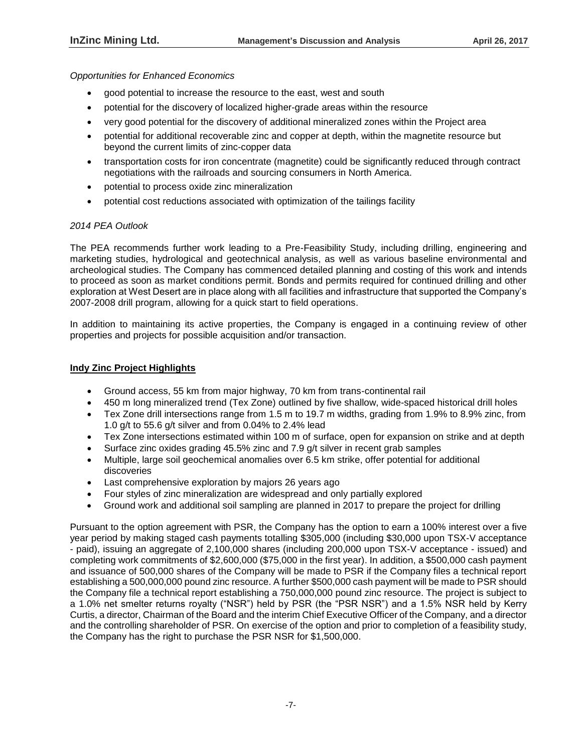*Opportunities for Enhanced Economics*

- good potential to increase the resource to the east, west and south
- potential for the discovery of localized higher-grade areas within the resource
- very good potential for the discovery of additional mineralized zones within the Project area
- potential for additional recoverable zinc and copper at depth, within the magnetite resource but beyond the current limits of zinc-copper data
- transportation costs for iron concentrate (magnetite) could be significantly reduced through contract negotiations with the railroads and sourcing consumers in North America.
- potential to process oxide zinc mineralization
- potential cost reductions associated with optimization of the tailings facility

*2014 PEA Outlook*

The PEA recommends further work leading to a Pre-Feasibility Study, including drilling, engineering and marketing studies, hydrological and geotechnical analysis, as well as various baseline environmental and archeological studies. The Company has commenced detailed planning and costing of this work and intends to proceed as soon as market conditions permit. Bonds and permits required for continued drilling and other exploration at West Desert are in place along with all facilities and infrastructure that supported the Company's 2007-2008 drill program, allowing for a quick start to field operations.

In addition to maintaining its active properties, the Company is engaged in a continuing review of other properties and projects for possible acquisition and/or transaction.

**Indy Zinc Project Highlights**

- Ground access, 55 km from major highway, 70 km from trans-continental rail
- 450 m long mineralized trend (Tex Zone) outlined by five shallow, wide-spaced historical drill holes
- Tex Zone drill intersections range from 1.5 m to 19.7 m widths, grading from 1.9% to 8.9% zinc, from 1.0 g/t to 55.6 g/t silver and from 0.04% to 2.4% lead
- Tex Zone intersections estimated within 100 m of surface, open for expansion on strike and at depth
- Surface zinc oxides grading 45.5% zinc and 7.9 g/t silver in recent grab samples
- Multiple, large soil geochemical anomalies over 6.5 km strike, offer potential for additional discoveries
- Last comprehensive exploration by majors 26 years ago
- Four styles of zinc mineralization are widespread and only partially explored
- Ground work and additional soil sampling are planned in 2017 to prepare the project for drilling

Pursuant to the option agreement with PSR, the Company has the option to earn a 100% interest over a five year period by making staged cash payments totalling $305,000 (including $30,000 upon TSX-V acceptance - paid), issuing an aggregate of 2,100,000 shares (including 200,000 upon TSX-V acceptance - issued) and completing work commitments of $2,600,000 ($75,000 in the first year). In addition, a $500,000 cash payment and issuance of 500,000 shares of the Company will be made to PSR if the Company files a technical report establishing a 500,000,000 pound zinc resource. A further $500,000 cash payment will be made to PSR should the Company file a technical report establishing a 750,000,000 pound zinc resource. The project is subject to a 1.0% net smelter returns royalty ("NSR") held by PSR (the "PSR NSR") and a 1.5% NSR held by Kerry Curtis, a director, Chairman of the Board and the interim Chief Executive Officer of the Company, and a director and the controlling shareholder of PSR. On exercise of the option and prior to completion of a feasibility study, the Company has the right to purchase the PSR NSR for $1,500,000.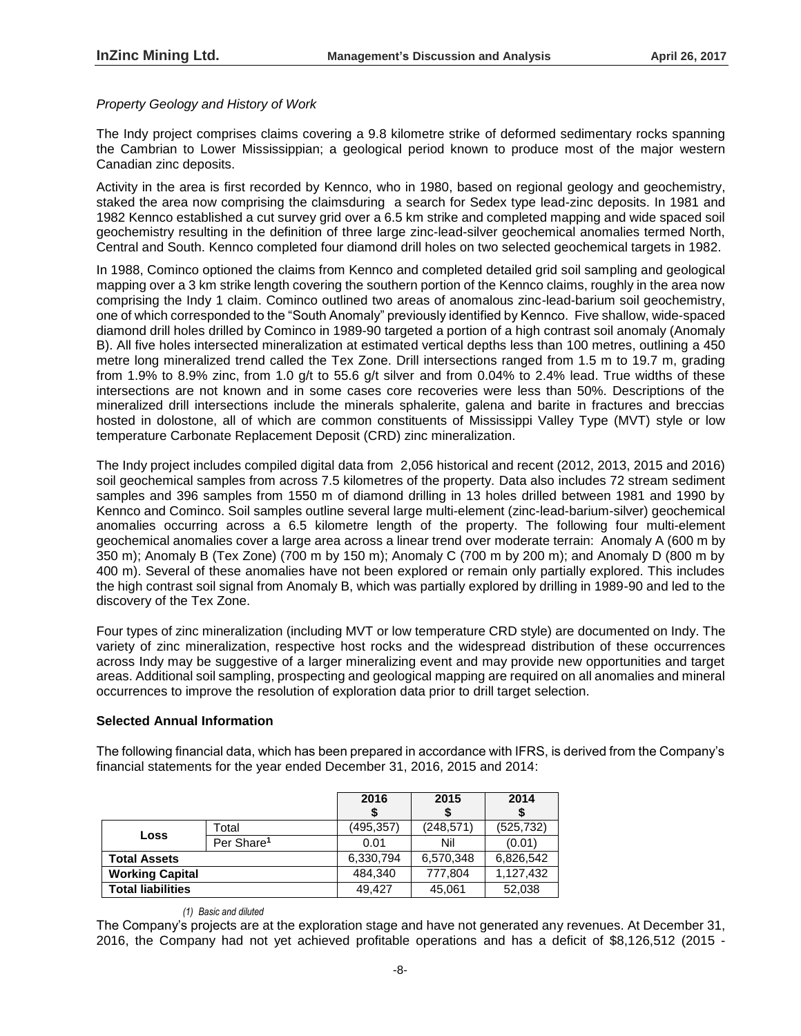*Property Geology and History of Work*

The Indy project comprises claims covering a 9.8 kilometre strike of deformed sedimentary rocks spanning the Cambrian to Lower Mississippian; a geological period known to produce most of the major western Canadian zinc deposits.

Activity in the area is first recorded by Kennco, who in 1980, based on regional geology and geochemistry, staked the area now comprising the claimsduring a search for Sedex type lead-zinc deposits. In 1981 and 1982 Kennco established a cut survey grid over a 6.5 km strike and completed mapping and wide spaced soil geochemistry resulting in the definition of three large zinc-lead-silver geochemical anomalies termed North, Central and South. Kennco completed four diamond drill holes on two selected geochemical targets in 1982.

In 1988, Cominco optioned the claims from Kennco and completed detailed grid soil sampling and geological mapping over a 3 km strike length covering the southern portion of the Kennco claims, roughly in the area now comprising the Indy 1 claim. Cominco outlined two areas of anomalous zinc-lead-barium soil geochemistry, one of which corresponded to the "South Anomaly" previously identified by Kennco. Five shallow, wide-spaced diamond drill holes drilled by Cominco in 1989-90 targeted a portion of a high contrast soil anomaly (Anomaly B). All five holes intersected mineralization at estimated vertical depths less than 100 metres, outlining a 450 metre long mineralized trend called the Tex Zone. Drill intersections ranged from 1.5 m to 19.7 m, grading from 1.9% to 8.9% zinc, from 1.0 g/t to 55.6 g/t silver and from 0.04% to 2.4% lead. True widths of these intersections are not known and in some cases core recoveries were less than 50%. Descriptions of the mineralized drill intersections include the minerals sphalerite, galena and barite in fractures and breccias hosted in dolostone, all of which are common constituents of Mississippi Valley Type (MVT) style or low temperature Carbonate Replacement Deposit (CRD) zinc mineralization.

The Indy project includes compiled digital data from 2,056 historical and recent (2012, 2013, 2015 and 2016) soil geochemical samples from across 7.5 kilometres of the property. Data also includes 72 stream sediment samples and 396 samples from 1550 m of diamond drilling in 13 holes drilled between 1981 and 1990 by Kennco and Cominco. Soil samples outline several large multi-element (zinc-lead-barium-silver) geochemical anomalies occurring across a 6.5 kilometre length of the property. The following four multi-element geochemical anomalies cover a large area across a linear trend over moderate terrain: Anomaly A (600 m by 350 m); Anomaly B (Tex Zone) (700 m by 150 m); Anomaly C (700 m by 200 m); and Anomaly D (800 m by 400 m). Several of these anomalies have not been explored or remain only partially explored. This includes the high contrast soil signal from Anomaly B, which was partially explored by drilling in 1989-90 and led to the discovery of the Tex Zone.

Four types of zinc mineralization (including MVT or low temperature CRD style) are documented on Indy. The variety of zinc mineralization, respective host rocks and the widespread distribution of these occurrences across Indy may be suggestive of a larger mineralizing event and may provide new opportunities and target areas. Additional soil sampling, prospecting and geological mapping are required on all anomalies and mineral occurrences to improve the resolution of exploration data prior to drill target selection.

**Selected Annual Information**

The following financial data, which has been prepared in accordance with IFRS, is derived from the Company's financial statements for the year ended December 31, 2016, 2015 and 2014:

| | | 2016<br>$ | 2015<br>$ | 2014<br>$ |
|---|---|---|---|---|
| **Loss** | Total | (495,357) | (248,571) | (525,732) |
| | Per Share[1] | 0.01 | Nil | (0.01) |
| **Total Assets** | | 6,330,794 | 6,570,348 | 6,826,542 |
| **Working Capital** | | 484,340 | 777,804 | 1,127,432 |
| **Total liabilities** | | 49,427 | 45,061 | 52,038 |

*(1) Basic and diluted*

The Company's projects are at the exploration stage and have not generated any revenues. At December 31, 2016, the Company had not yet achieved profitable operations and has a deficit of $8,126,512 (2015 -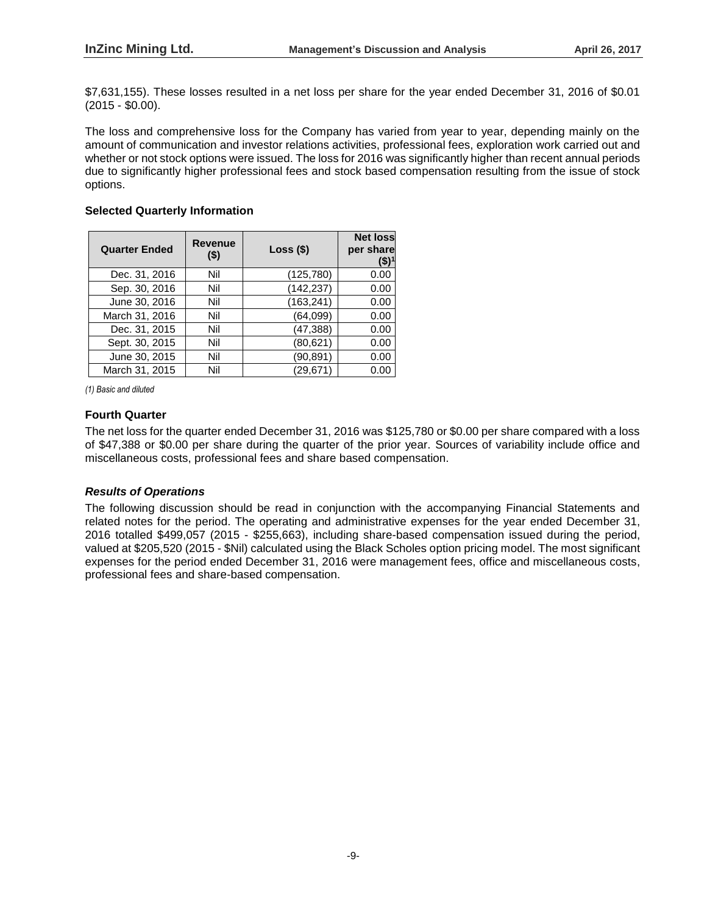$7,631,155). These losses resulted in a net loss per share for the year ended December 31, 2016 of $0.01 (2015 - $0.00).

The loss and comprehensive loss for the Company has varied from year to year, depending mainly on the amount of communication and investor relations activities, professional fees, exploration work carried out and whether or not stock options were issued. The loss for 2016 was significantly higher than recent annual periods due to significantly higher professional fees and stock based compensation resulting from the issue of stock options.

### Selected Quarterly Information

| Quarter Ended | Revenue ($) | Loss ($) | Net loss per share ($)[1] |
|---|---|---|---|
| Dec. 31, 2016 | Nil | (125,780) | 0.00 |
| Sep. 30, 2016 | Nil | (142,237) | 0.00 |
| June 30, 2016 | Nil | (163,241) | 0.00 |
| March 31, 2016 | Nil | (64,099) | 0.00 |
| Dec. 31, 2015 | Nil | (47,388) | 0.00 |
| Sept. 30, 2015 | Nil | (80,621) | 0.00 |
| June 30, 2015 | Nil | (90,891) | 0.00 |
| March 31, 2015 | Nil | (29,671) | 0.00 |

*(1) Basic and diluted*

### Fourth Quarter

The net loss for the quarter ended December 31, 2016 was $125,780 or $0.00 per share compared with a loss of $47,388 or $0.00 per share during the quarter of the prior year. Sources of variability include office and miscellaneous costs, professional fees and share based compensation.

### *Results of Operations*

The following discussion should be read in conjunction with the accompanying Financial Statements and related notes for the period. The operating and administrative expenses for the year ended December 31, 2016 totalled $499,057 (2015 - $255,663), including share-based compensation issued during the period, valued at $205,520 (2015 - $Nil) calculated using the Black Scholes option pricing model. The most significant expenses for the period ended December 31, 2016 were management fees, office and miscellaneous costs, professional fees and share-based compensation.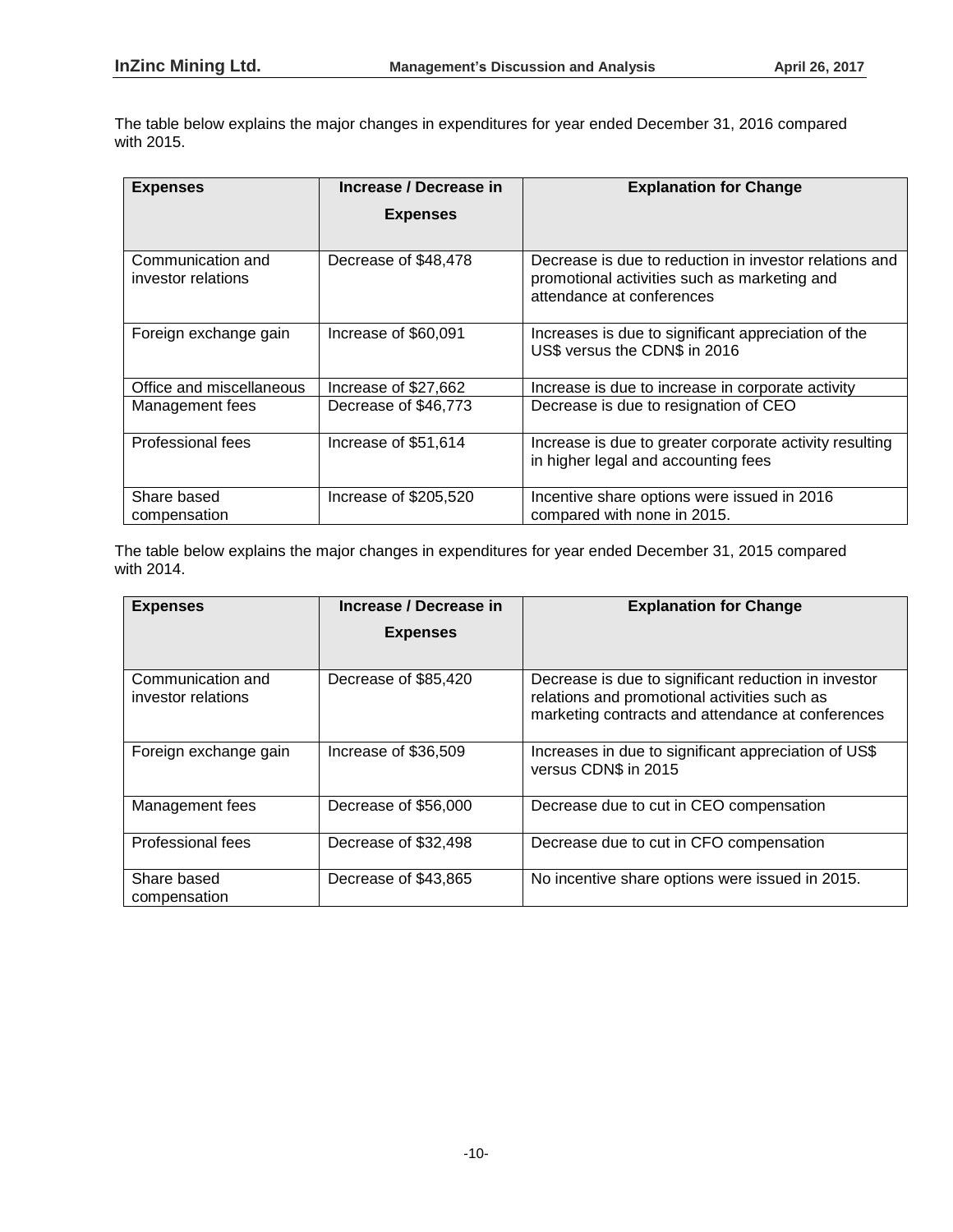The table below explains the major changes in expenditures for year ended December 31, 2016 compared with 2015.

| Expenses | Increase / Decrease in Expenses | Explanation for Change |
|---|---|---|
| Communication and investor relations | Decrease of $48,478 | Decrease is due to reduction in investor relations and promotional activities such as marketing and attendance at conferences |
| Foreign exchange gain | Increase of $60,091 | Increases is due to significant appreciation of the US$ versus the CDN$ in 2016 |
| Office and miscellaneous | Increase of $27,662 | Increase is due to increase in corporate activity |
| Management fees | Decrease of $46,773 | Decrease is due to resignation of CEO |
| Professional fees | Increase of $51,614 | Increase is due to greater corporate activity resulting in higher legal and accounting fees |
| Share based compensation | Increase of $205,520 | Incentive share options were issued in 2016 compared with none in 2015. |

The table below explains the major changes in expenditures for year ended December 31, 2015 compared with 2014.

| Expenses | Increase / Decrease in Expenses | Explanation for Change |
|---|---|---|
| Communication and investor relations | Decrease of $85,420 | Decrease is due to significant reduction in investor relations and promotional activities such as marketing contracts and attendance at conferences |
| Foreign exchange gain | Increase of $36,509 | Increases in due to significant appreciation of US$ versus CDN$ in 2015 |
| Management fees | Decrease of $56,000 | Decrease due to cut in CEO compensation |
| Professional fees | Decrease of $32,498 | Decrease due to cut in CFO compensation |
| Share based compensation | Decrease of $43,865 | No incentive share options were issued in 2015. |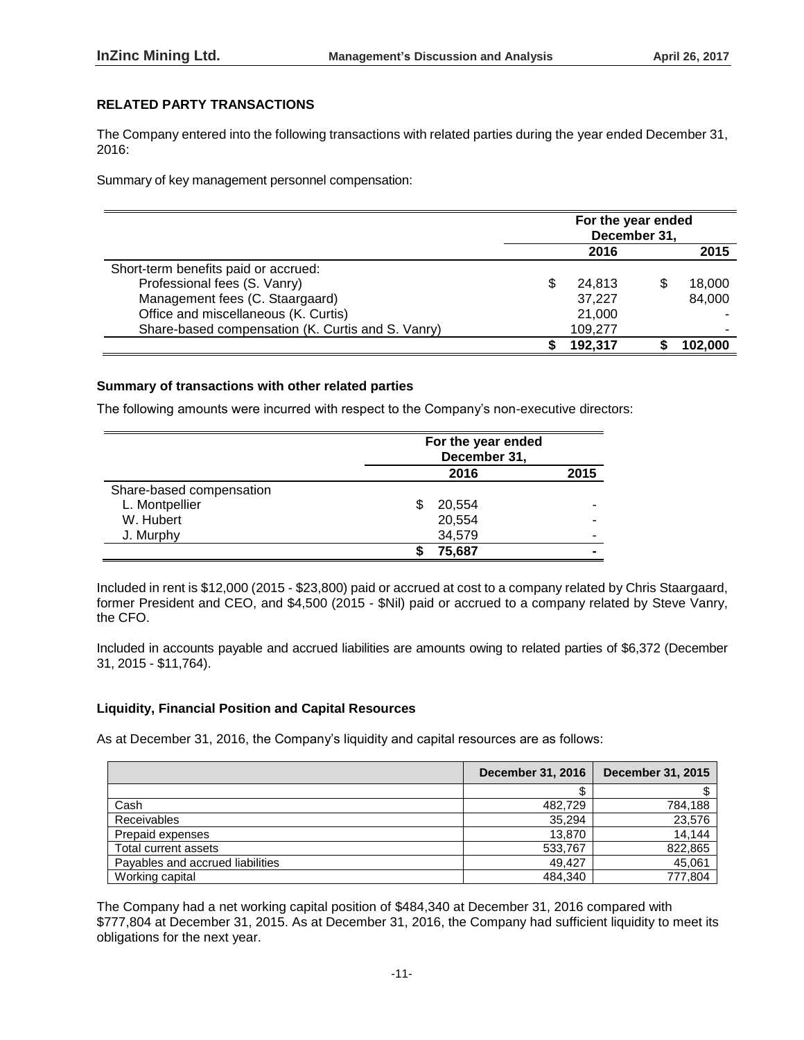## RELATED PARTY TRANSACTIONS

The Company entered into the following transactions with related parties during the year ended December 31, 2016:

Summary of key management personnel compensation:

| | For the year ended December 31, | |
|---|---|---|
| | 2016 | 2015 |
| Short-term benefits paid or accrued: | | |
| Professional fees (S. Vanry) | $ 24,813 | $ 18,000 |
| Management fees (C. Staargaard) | 37,227 | 84,000 |
| Office and miscellaneous (K. Curtis) | 21,000 | - |
| Share-based compensation (K. Curtis and S. Vanry) | 109,277 | - |
| | $ 192,317 | $ 102,000 |

### Summary of transactions with other related parties

The following amounts were incurred with respect to the Company's non-executive directors:

| | For the year ended December 31, | |
|---|---|---|
| | 2016 | 2015 |
| Share-based compensation | | |
| L. Montpellier | $ 20,554 | - |
| W. Hubert | 20,554 | - |
| J. Murphy | 34,579 | - |
| | $ 75,687 | - |

Included in rent is $12,000 (2015 - $23,800) paid or accrued at cost to a company related by Chris Staargaard, former President and CEO, and $4,500 (2015 - $Nil) paid or accrued to a company related by Steve Vanry, the CFO.

Included in accounts payable and accrued liabilities are amounts owing to related parties of $6,372 (December 31, 2015 - $11,764).

### Liquidity, Financial Position and Capital Resources

As at December 31, 2016, the Company's liquidity and capital resources are as follows:

| | December 31, 2016 | December 31, 2015 |
|---|---|---|
| | $ | $ |
| Cash | 482,729 | 784,188 |
| Receivables | 35,294 | 23,576 |
| Prepaid expenses | 13,870 | 14,144 |
| Total current assets | 533,767 | 822,865 |
| Payables and accrued liabilities | 49,427 | 45,061 |
| Working capital | 484,340 | 777,804 |

The Company had a net working capital position of $484,340 at December 31, 2016 compared with $777,804 at December 31, 2015. As at December 31, 2016, the Company had sufficient liquidity to meet its obligations for the next year.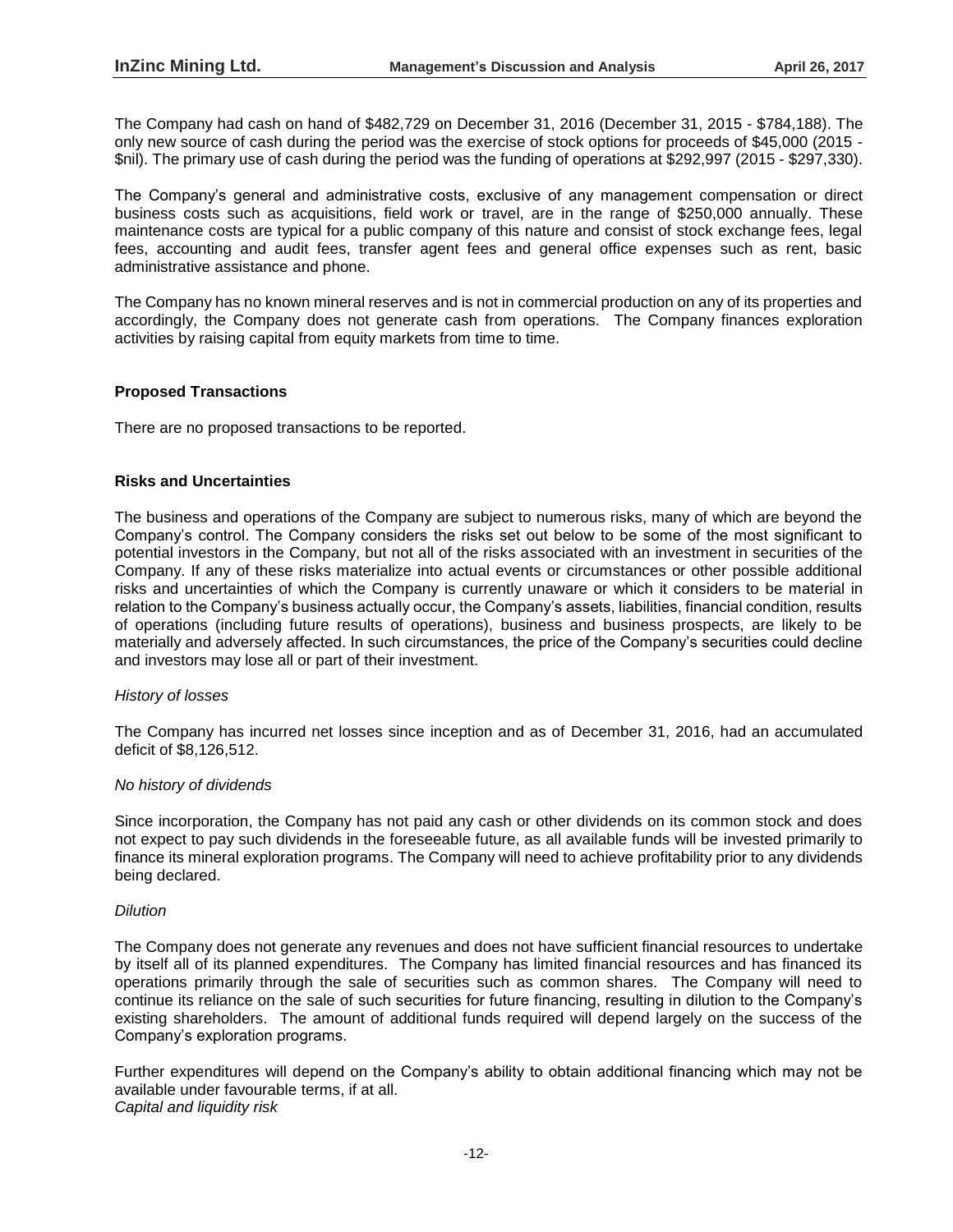The Company had cash on hand of $482,729 on December 31, 2016 (December 31, 2015 - $784,188). The only new source of cash during the period was the exercise of stock options for proceeds of $45,000 (2015 - $nil). The primary use of cash during the period was the funding of operations at $292,997 (2015 - $297,330).

The Company's general and administrative costs, exclusive of any management compensation or direct business costs such as acquisitions, field work or travel, are in the range of $250,000 annually. These maintenance costs are typical for a public company of this nature and consist of stock exchange fees, legal fees, accounting and audit fees, transfer agent fees and general office expenses such as rent, basic administrative assistance and phone.

The Company has no known mineral reserves and is not in commercial production on any of its properties and accordingly, the Company does not generate cash from operations. The Company finances exploration activities by raising capital from equity markets from time to time.

**Proposed Transactions**

There are no proposed transactions to be reported.

**Risks and Uncertainties**

The business and operations of the Company are subject to numerous risks, many of which are beyond the Company's control. The Company considers the risks set out below to be some of the most significant to potential investors in the Company, but not all of the risks associated with an investment in securities of the Company. If any of these risks materialize into actual events or circumstances or other possible additional risks and uncertainties of which the Company is currently unaware or which it considers to be material in relation to the Company's business actually occur, the Company's assets, liabilities, financial condition, results of operations (including future results of operations), business and business prospects, are likely to be materially and adversely affected. In such circumstances, the price of the Company's securities could decline and investors may lose all or part of their investment.

*History of losses*

The Company has incurred net losses since inception and as of December 31, 2016, had an accumulated deficit of $8,126,512.

*No history of dividends*

Since incorporation, the Company has not paid any cash or other dividends on its common stock and does not expect to pay such dividends in the foreseeable future, as all available funds will be invested primarily to finance its mineral exploration programs. The Company will need to achieve profitability prior to any dividends being declared.

*Dilution*

The Company does not generate any revenues and does not have sufficient financial resources to undertake by itself all of its planned expenditures. The Company has limited financial resources and has financed its operations primarily through the sale of securities such as common shares. The Company will need to continue its reliance on the sale of such securities for future financing, resulting in dilution to the Company's existing shareholders. The amount of additional funds required will depend largely on the success of the Company's exploration programs.

Further expenditures will depend on the Company's ability to obtain additional financing which may not be available under favourable terms, if at all.

*Capital and liquidity risk*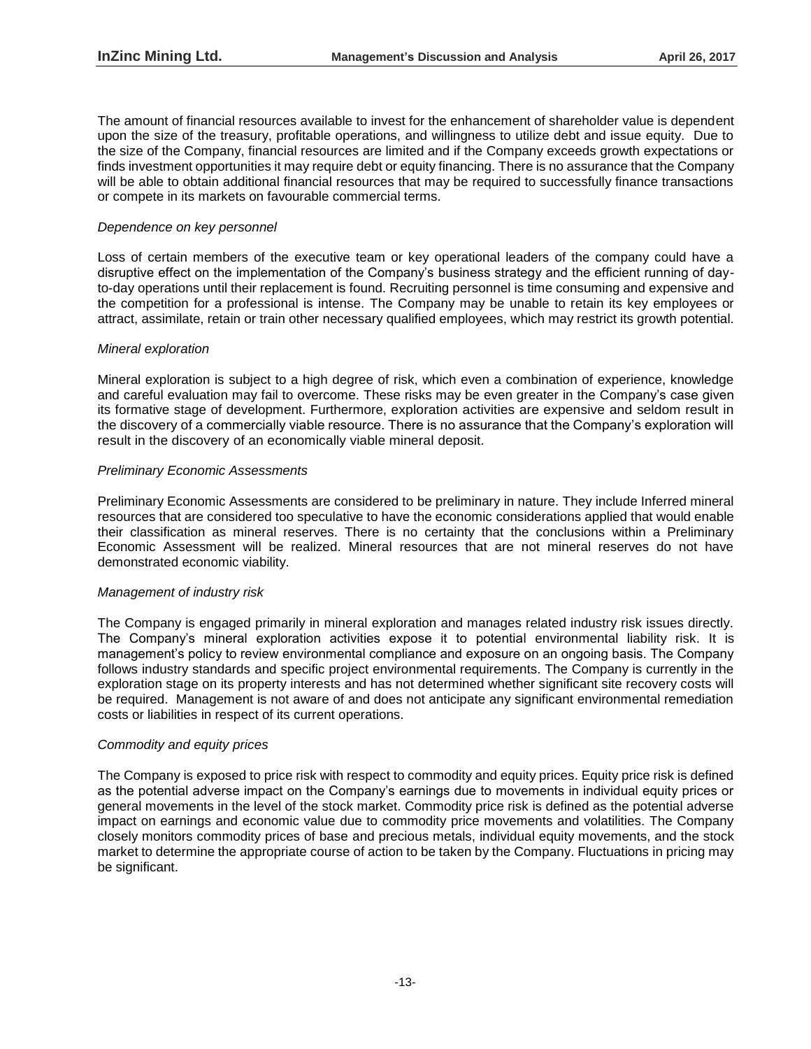The amount of financial resources available to invest for the enhancement of shareholder value is dependent upon the size of the treasury, profitable operations, and willingness to utilize debt and issue equity. Due to the size of the Company, financial resources are limited and if the Company exceeds growth expectations or finds investment opportunities it may require debt or equity financing. There is no assurance that the Company will be able to obtain additional financial resources that may be required to successfully finance transactions or compete in its markets on favourable commercial terms.

*Dependence on key personnel*

Loss of certain members of the executive team or key operational leaders of the company could have a disruptive effect on the implementation of the Company's business strategy and the efficient running of day-to-day operations until their replacement is found. Recruiting personnel is time consuming and expensive and the competition for a professional is intense. The Company may be unable to retain its key employees or attract, assimilate, retain or train other necessary qualified employees, which may restrict its growth potential.

*Mineral exploration*

Mineral exploration is subject to a high degree of risk, which even a combination of experience, knowledge and careful evaluation may fail to overcome. These risks may be even greater in the Company's case given its formative stage of development. Furthermore, exploration activities are expensive and seldom result in the discovery of a commercially viable resource. There is no assurance that the Company's exploration will result in the discovery of an economically viable mineral deposit.

*Preliminary Economic Assessments*

Preliminary Economic Assessments are considered to be preliminary in nature. They include Inferred mineral resources that are considered too speculative to have the economic considerations applied that would enable their classification as mineral reserves. There is no certainty that the conclusions within a Preliminary Economic Assessment will be realized. Mineral resources that are not mineral reserves do not have demonstrated economic viability.

*Management of industry risk*

The Company is engaged primarily in mineral exploration and manages related industry risk issues directly. The Company's mineral exploration activities expose it to potential environmental liability risk. It is management's policy to review environmental compliance and exposure on an ongoing basis. The Company follows industry standards and specific project environmental requirements. The Company is currently in the exploration stage on its property interests and has not determined whether significant site recovery costs will be required. Management is not aware of and does not anticipate any significant environmental remediation costs or liabilities in respect of its current operations.

*Commodity and equity prices*

The Company is exposed to price risk with respect to commodity and equity prices. Equity price risk is defined as the potential adverse impact on the Company's earnings due to movements in individual equity prices or general movements in the level of the stock market. Commodity price risk is defined as the potential adverse impact on earnings and economic value due to commodity price movements and volatilities. The Company closely monitors commodity prices of base and precious metals, individual equity movements, and the stock market to determine the appropriate course of action to be taken by the Company. Fluctuations in pricing may be significant.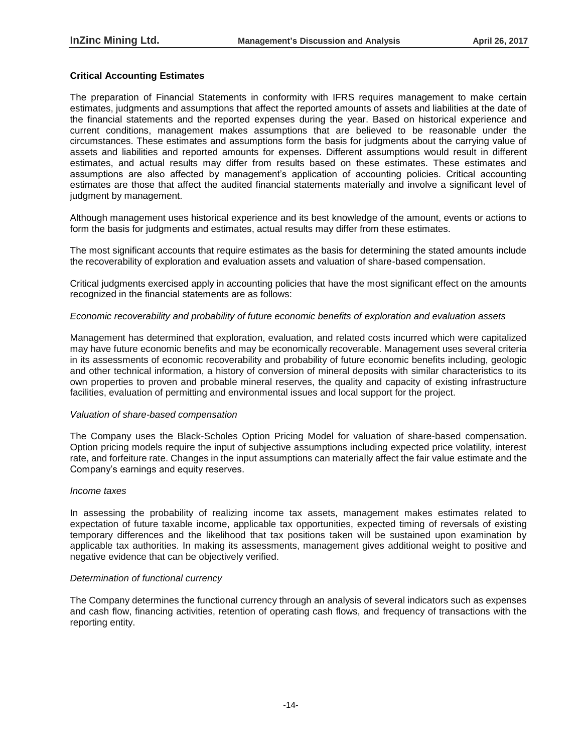## Critical Accounting Estimates

The preparation of Financial Statements in conformity with IFRS requires management to make certain estimates, judgments and assumptions that affect the reported amounts of assets and liabilities at the date of the financial statements and the reported expenses during the year. Based on historical experience and current conditions, management makes assumptions that are believed to be reasonable under the circumstances. These estimates and assumptions form the basis for judgments about the carrying value of assets and liabilities and reported amounts for expenses. Different assumptions would result in different estimates, and actual results may differ from results based on these estimates. These estimates and assumptions are also affected by management's application of accounting policies. Critical accounting estimates are those that affect the audited financial statements materially and involve a significant level of judgment by management.

Although management uses historical experience and its best knowledge of the amount, events or actions to form the basis for judgments and estimates, actual results may differ from these estimates.

The most significant accounts that require estimates as the basis for determining the stated amounts include the recoverability of exploration and evaluation assets and valuation of share-based compensation.

Critical judgments exercised apply in accounting policies that have the most significant effect on the amounts recognized in the financial statements are as follows:

*Economic recoverability and probability of future economic benefits of exploration and evaluation assets*

Management has determined that exploration, evaluation, and related costs incurred which were capitalized may have future economic benefits and may be economically recoverable. Management uses several criteria in its assessments of economic recoverability and probability of future economic benefits including, geologic and other technical information, a history of conversion of mineral deposits with similar characteristics to its own properties to proven and probable mineral reserves, the quality and capacity of existing infrastructure facilities, evaluation of permitting and environmental issues and local support for the project.

*Valuation of share-based compensation*

The Company uses the Black-Scholes Option Pricing Model for valuation of share-based compensation. Option pricing models require the input of subjective assumptions including expected price volatility, interest rate, and forfeiture rate. Changes in the input assumptions can materially affect the fair value estimate and the Company's earnings and equity reserves.

*Income taxes*

In assessing the probability of realizing income tax assets, management makes estimates related to expectation of future taxable income, applicable tax opportunities, expected timing of reversals of existing temporary differences and the likelihood that tax positions taken will be sustained upon examination by applicable tax authorities. In making its assessments, management gives additional weight to positive and negative evidence that can be objectively verified.

*Determination of functional currency*

The Company determines the functional currency through an analysis of several indicators such as expenses and cash flow, financing activities, retention of operating cash flows, and frequency of transactions with the reporting entity.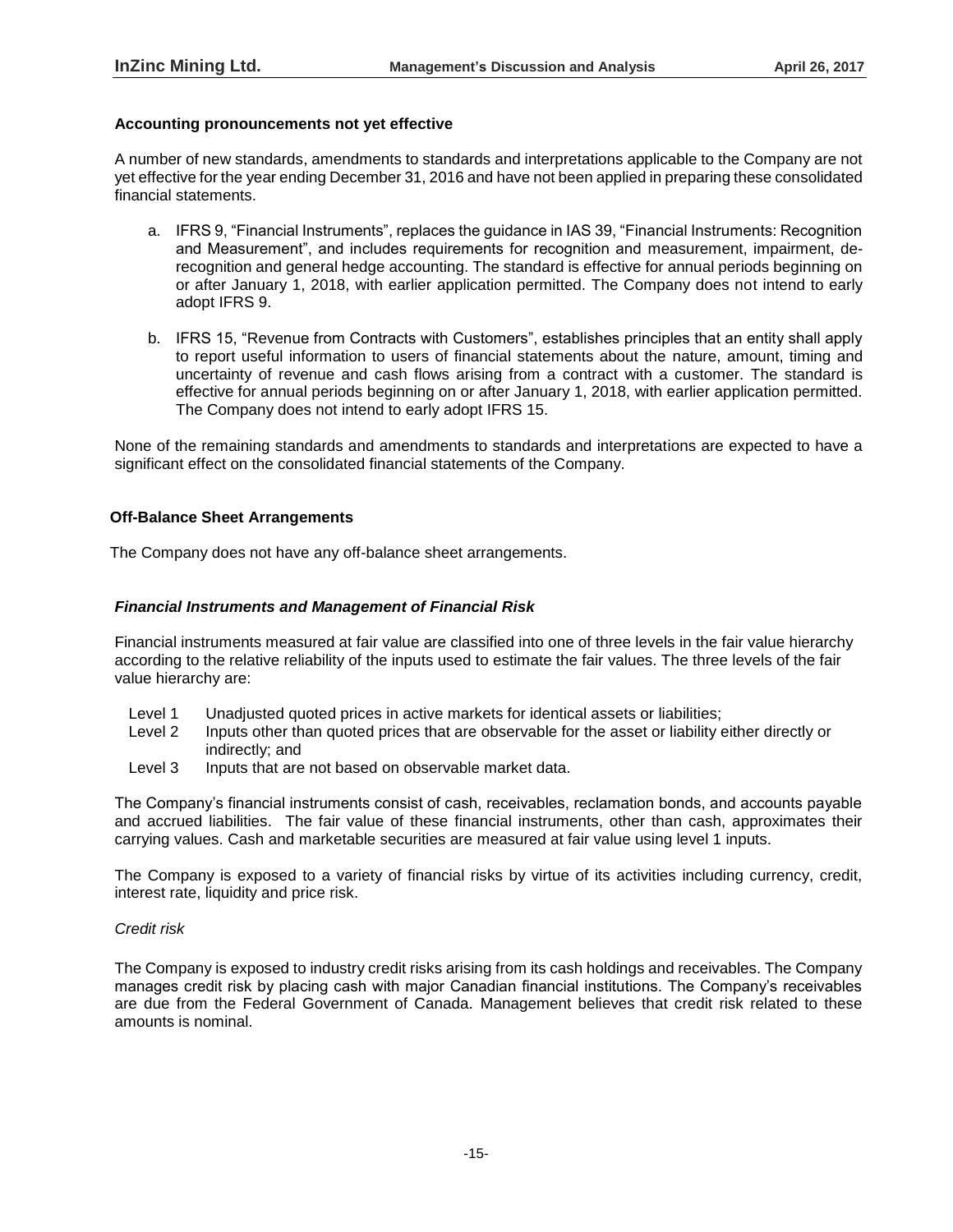#### Accounting pronouncements not yet effective

A number of new standards, amendments to standards and interpretations applicable to the Company are not yet effective for the year ending December 31, 2016 and have not been applied in preparing these consolidated financial statements.

a. IFRS 9, "Financial Instruments", replaces the guidance in IAS 39, "Financial Instruments: Recognition and Measurement", and includes requirements for recognition and measurement, impairment, de-recognition and general hedge accounting. The standard is effective for annual periods beginning on or after January 1, 2018, with earlier application permitted. The Company does not intend to early adopt IFRS 9.

b. IFRS 15, "Revenue from Contracts with Customers", establishes principles that an entity shall apply to report useful information to users of financial statements about the nature, amount, timing and uncertainty of revenue and cash flows arising from a contract with a customer. The standard is effective for annual periods beginning on or after January 1, 2018, with earlier application permitted. The Company does not intend to early adopt IFRS 15.

None of the remaining standards and amendments to standards and interpretations are expected to have a significant effect on the consolidated financial statements of the Company.

#### Off-Balance Sheet Arrangements

The Company does not have any off-balance sheet arrangements.

#### *Financial Instruments and Management of Financial Risk*

Financial instruments measured at fair value are classified into one of three levels in the fair value hierarchy according to the relative reliability of the inputs used to estimate the fair values. The three levels of the fair value hierarchy are:

- Level 1 Unadjusted quoted prices in active markets for identical assets or liabilities;
- Level 2 Inputs other than quoted prices that are observable for the asset or liability either directly or indirectly; and
- Level 3 Inputs that are not based on observable market data.

The Company's financial instruments consist of cash, receivables, reclamation bonds, and accounts payable and accrued liabilities. The fair value of these financial instruments, other than cash, approximates their carrying values. Cash and marketable securities are measured at fair value using level 1 inputs.

The Company is exposed to a variety of financial risks by virtue of its activities including currency, credit, interest rate, liquidity and price risk.

*Credit risk*

The Company is exposed to industry credit risks arising from its cash holdings and receivables. The Company manages credit risk by placing cash with major Canadian financial institutions. The Company's receivables are due from the Federal Government of Canada. Management believes that credit risk related to these amounts is nominal.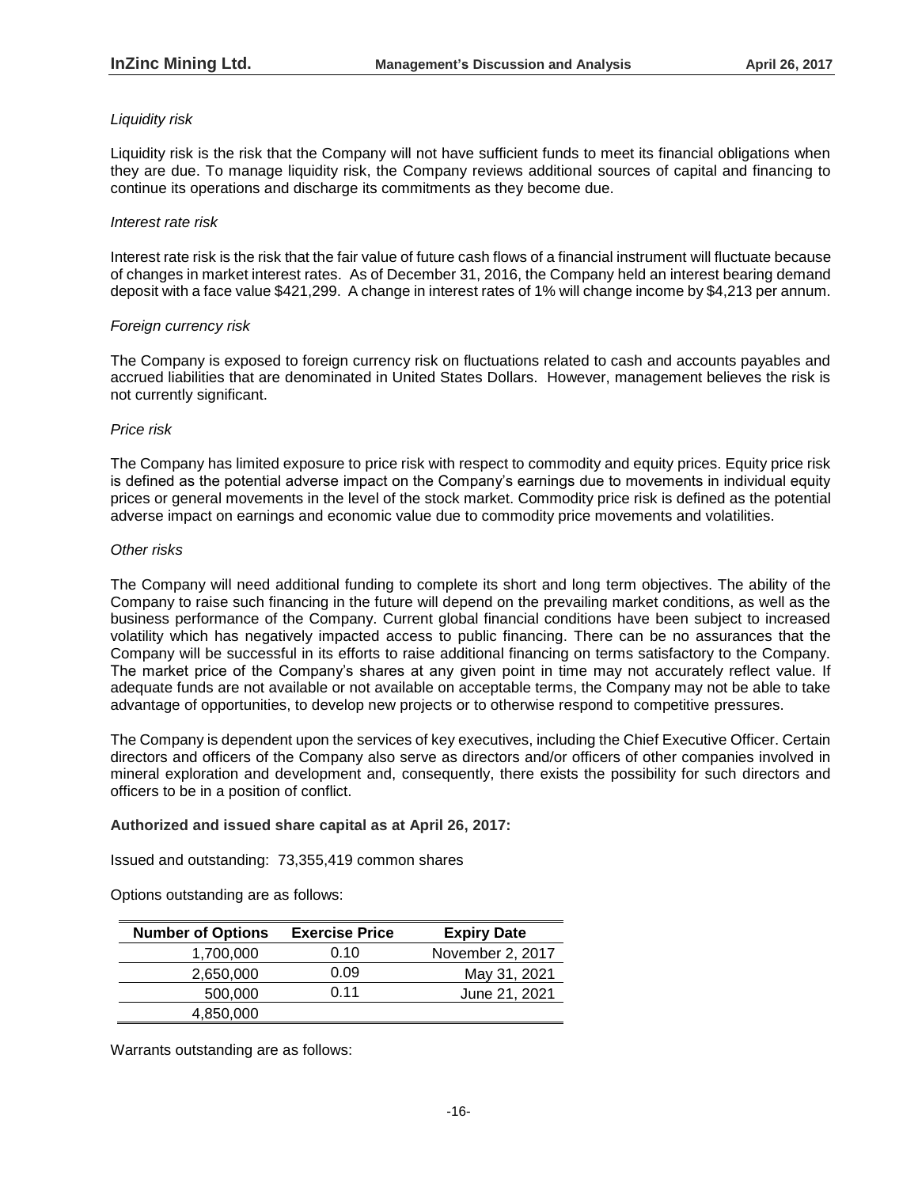*Liquidity risk*

Liquidity risk is the risk that the Company will not have sufficient funds to meet its financial obligations when they are due. To manage liquidity risk, the Company reviews additional sources of capital and financing to continue its operations and discharge its commitments as they become due.

*Interest rate risk*

Interest rate risk is the risk that the fair value of future cash flows of a financial instrument will fluctuate because of changes in market interest rates. As of December 31, 2016, the Company held an interest bearing demand deposit with a face value $421,299. A change in interest rates of 1% will change income by $4,213 per annum.

*Foreign currency risk*

The Company is exposed to foreign currency risk on fluctuations related to cash and accounts payables and accrued liabilities that are denominated in United States Dollars. However, management believes the risk is not currently significant.

*Price risk*

The Company has limited exposure to price risk with respect to commodity and equity prices. Equity price risk is defined as the potential adverse impact on the Company's earnings due to movements in individual equity prices or general movements in the level of the stock market. Commodity price risk is defined as the potential adverse impact on earnings and economic value due to commodity price movements and volatilities.

*Other risks*

The Company will need additional funding to complete its short and long term objectives. The ability of the Company to raise such financing in the future will depend on the prevailing market conditions, as well as the business performance of the Company. Current global financial conditions have been subject to increased volatility which has negatively impacted access to public financing. There can be no assurances that the Company will be successful in its efforts to raise additional financing on terms satisfactory to the Company. The market price of the Company's shares at any given point in time may not accurately reflect value. If adequate funds are not available or not available on acceptable terms, the Company may not be able to take advantage of opportunities, to develop new projects or to otherwise respond to competitive pressures.

The Company is dependent upon the services of key executives, including the Chief Executive Officer. Certain directors and officers of the Company also serve as directors and/or officers of other companies involved in mineral exploration and development and, consequently, there exists the possibility for such directors and officers to be in a position of conflict.

**Authorized and issued share capital as at April 26, 2017:**

Issued and outstanding: 73,355,419 common shares

Options outstanding are as follows:

| Number of Options | Exercise Price | Expiry Date |
|---|---|---|
| 1,700,000 | 0.10 | November 2, 2017 |
| 2,650,000 | 0.09 | May 31, 2021 |
| 500,000 | 0.11 | June 21, 2021 |
| 4,850,000 | | |

Warrants outstanding are as follows: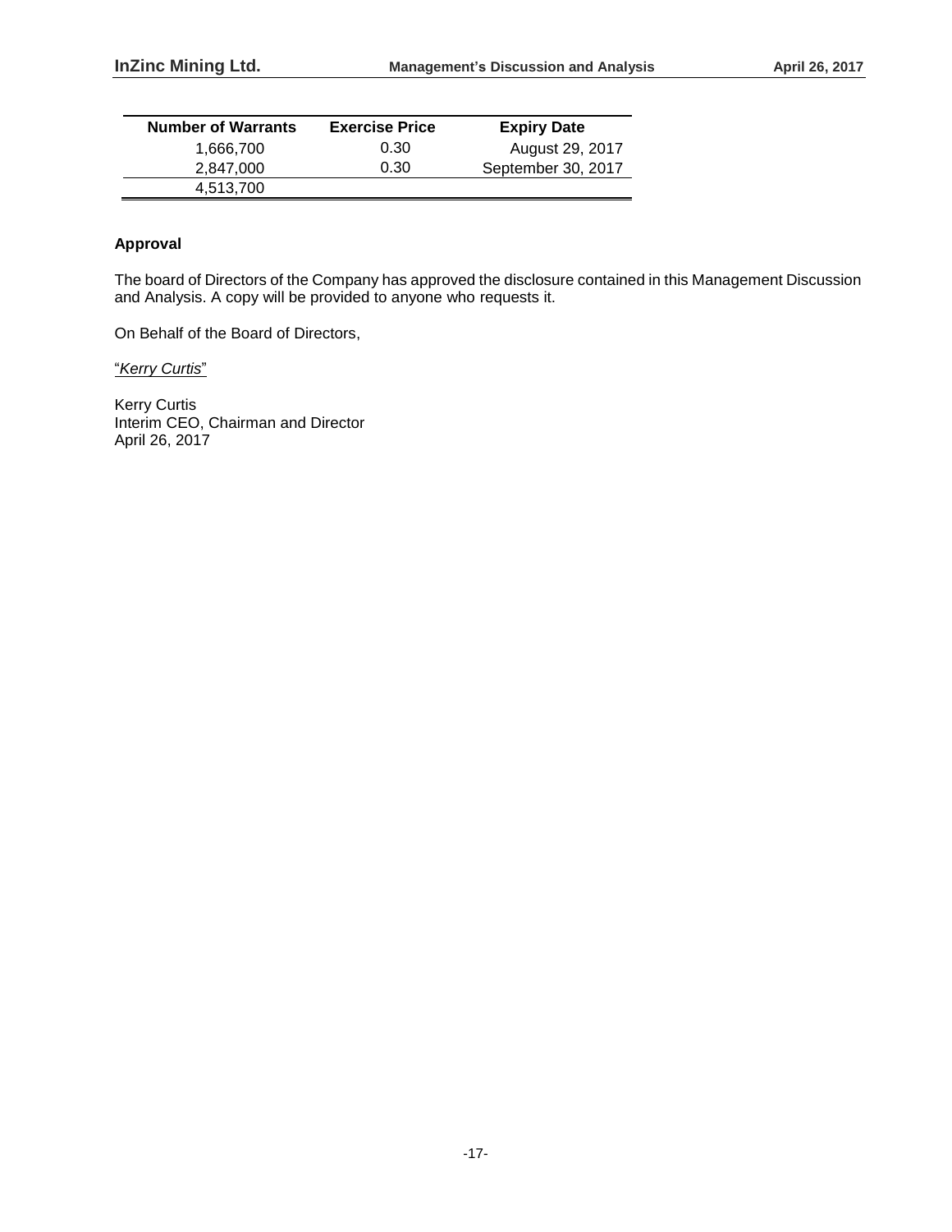| Number of Warrants | Exercise Price | Expiry Date |
|---|---|---|
| 1,666,700 | 0.30 | August 29, 2017 |
| 2,847,000 | 0.30 | September 30, 2017 |
| 4,513,700 | | |

**Approval**

The board of Directors of the Company has approved the disclosure contained in this Management Discussion and Analysis. A copy will be provided to anyone who requests it.

On Behalf of the Board of Directors,

"*Kerry Curtis*"

Kerry Curtis
Interim CEO, Chairman and Director
April 26, 2017